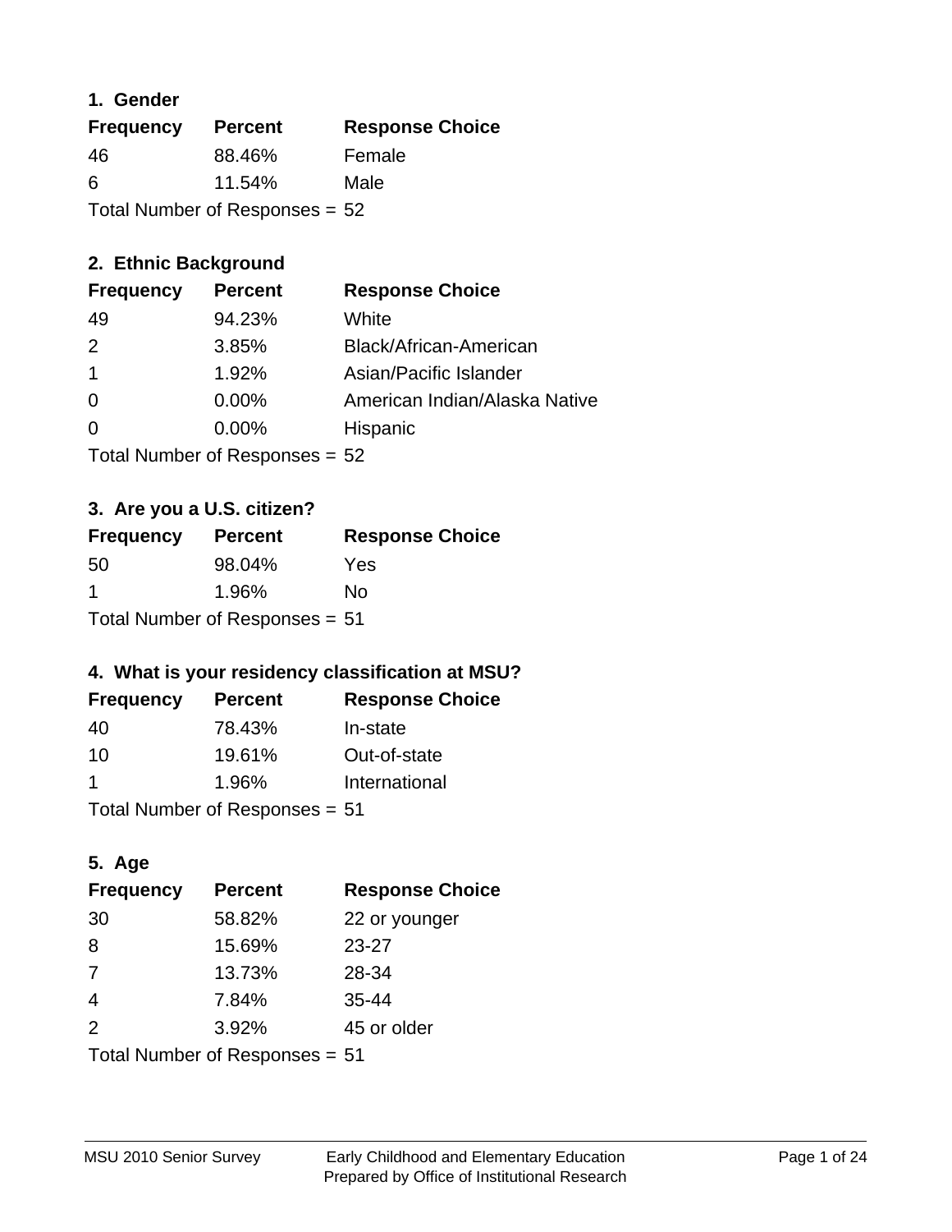### 1. Gender

| Frequency | Percent | Response Choice |
|---|---|---|
| 46 | 88.46% | Female |
| 6 | 11.54% | Male |

Total Number of Responses = 52

### 2. Ethnic Background

| Frequency | Percent | Response Choice |
|---|---|---|
| 49 | 94.23% | White |
| 2 | 3.85% | Black/African-American |
| 1 | 1.92% | Asian/Pacific Islander |
| 0 | 0.00% | American Indian/Alaska Native |
| 0 | 0.00% | Hispanic |

Total Number of Responses = 52

### 3. Are you a U.S. citizen?

| Frequency | Percent | Response Choice |
|---|---|---|
| 50 | 98.04% | Yes |
| 1 | 1.96% | No |

Total Number of Responses = 51

### 4. What is your residency classification at MSU?

| Frequency | Percent | Response Choice |
|---|---|---|
| 40 | 78.43% | In-state |
| 10 | 19.61% | Out-of-state |
| 1 | 1.96% | International |

Total Number of Responses = 51

### 5. Age

| Frequency | Percent | Response Choice |
|---|---|---|
| 30 | 58.82% | 22 or younger |
| 8 | 15.69% | 23-27 |
| 7 | 13.73% | 28-34 |
| 4 | 7.84% | 35-44 |
| 2 | 3.92% | 45 or older |

Total Number of Responses = 51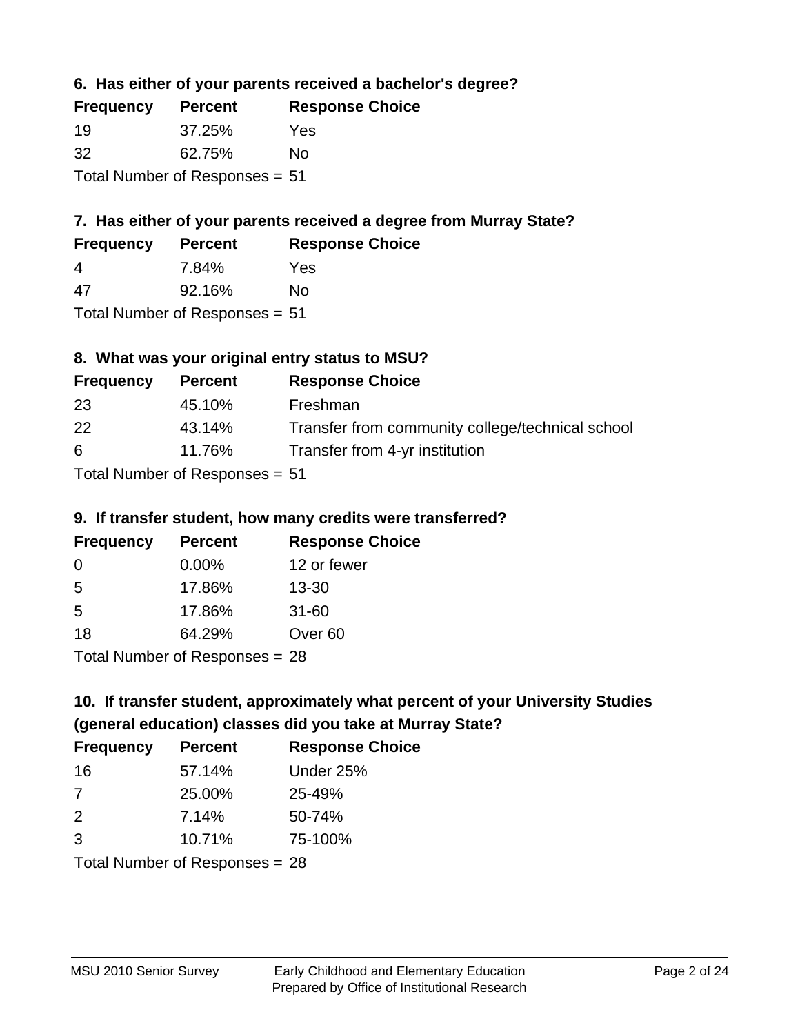### 6. Has either of your parents received a bachelor's degree?

| Frequency | Percent | Response Choice |
|---|---|---|
| 19 | 37.25% | Yes |
| 32 | 62.75% | No |

Total Number of Responses = 51

### 7. Has either of your parents received a degree from Murray State?

| Frequency | Percent | Response Choice |
|---|---|---|
| 4 | 7.84% | Yes |
| 47 | 92.16% | No |

Total Number of Responses = 51

### 8. What was your original entry status to MSU?

| Frequency | Percent | Response Choice |
|---|---|---|
| 23 | 45.10% | Freshman |
| 22 | 43.14% | Transfer from community college/technical school |
| 6 | 11.76% | Transfer from 4-yr institution |

Total Number of Responses = 51

### 9. If transfer student, how many credits were transferred?

| Frequency | Percent | Response Choice |
|---|---|---|
| 0 | 0.00% | 12 or fewer |
| 5 | 17.86% | 13-30 |
| 5 | 17.86% | 31-60 |
| 18 | 64.29% | Over 60 |

Total Number of Responses = 28

### 10. If transfer student, approximately what percent of your University Studies (general education) classes did you take at Murray State?

| Frequency | Percent | Response Choice |
|---|---|---|
| 16 | 57.14% | Under 25% |
| 7 | 25.00% | 25-49% |
| 2 | 7.14% | 50-74% |
| 3 | 10.71% | 75-100% |

Total Number of Responses = 28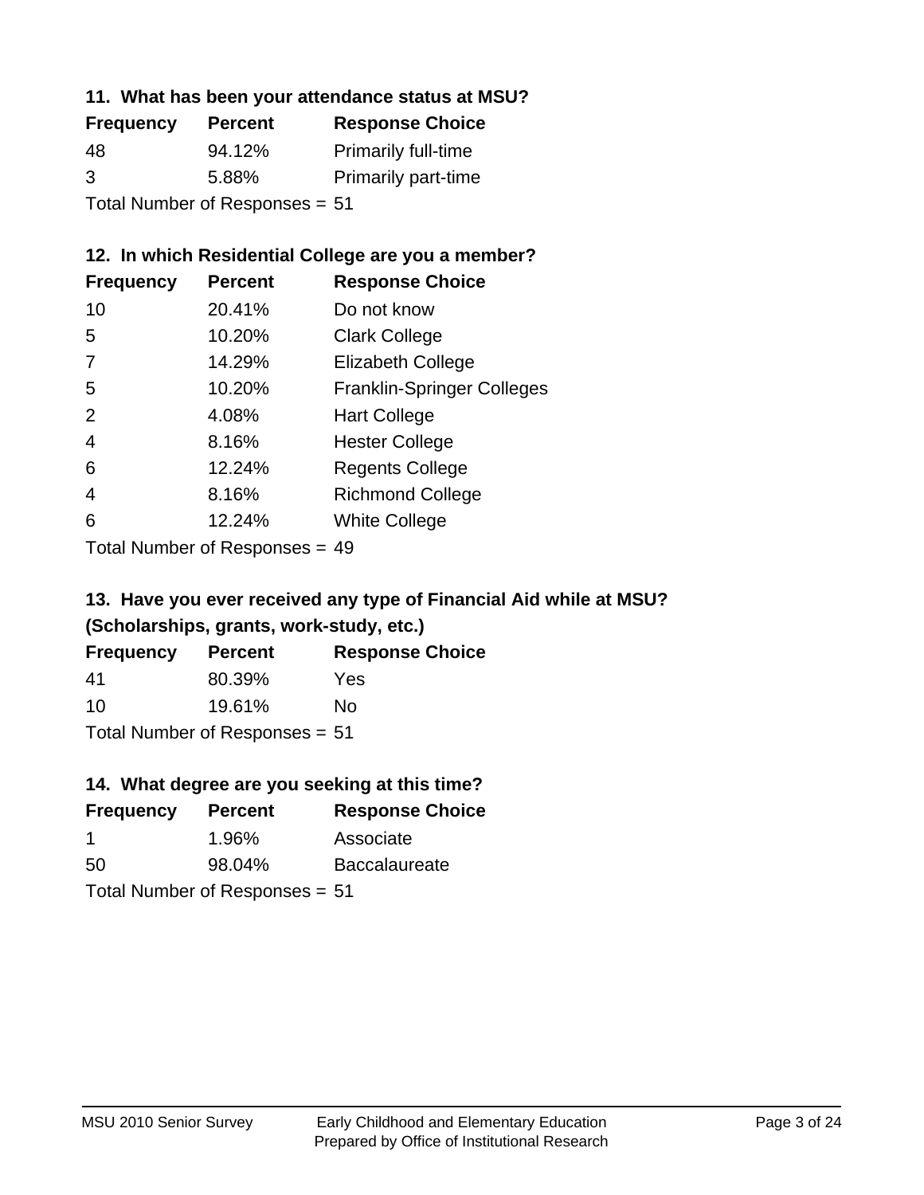## 11. What has been your attendance status at MSU?

| Frequency | Percent | Response Choice |
|---|---|---|
| 48 | 94.12% | Primarily full-time |
| 3 | 5.88% | Primarily part-time |

Total Number of Responses = 51

## 12. In which Residential College are you a member?

| Frequency | Percent | Response Choice |
|---|---|---|
| 10 | 20.41% | Do not know |
| 5 | 10.20% | Clark College |
| 7 | 14.29% | Elizabeth College |
| 5 | 10.20% | Franklin-Springer Colleges |
| 2 | 4.08% | Hart College |
| 4 | 8.16% | Hester College |
| 6 | 12.24% | Regents College |
| 4 | 8.16% | Richmond College |
| 6 | 12.24% | White College |

Total Number of Responses = 49

## 13. Have you ever received any type of Financial Aid while at MSU? (Scholarships, grants, work-study, etc.)

| Frequency | Percent | Response Choice |
|---|---|---|
| 41 | 80.39% | Yes |
| 10 | 19.61% | No |

Total Number of Responses = 51

## 14. What degree are you seeking at this time?

| Frequency | Percent | Response Choice |
|---|---|---|
| 1 | 1.96% | Associate |
| 50 | 98.04% | Baccalaureate |

Total Number of Responses = 51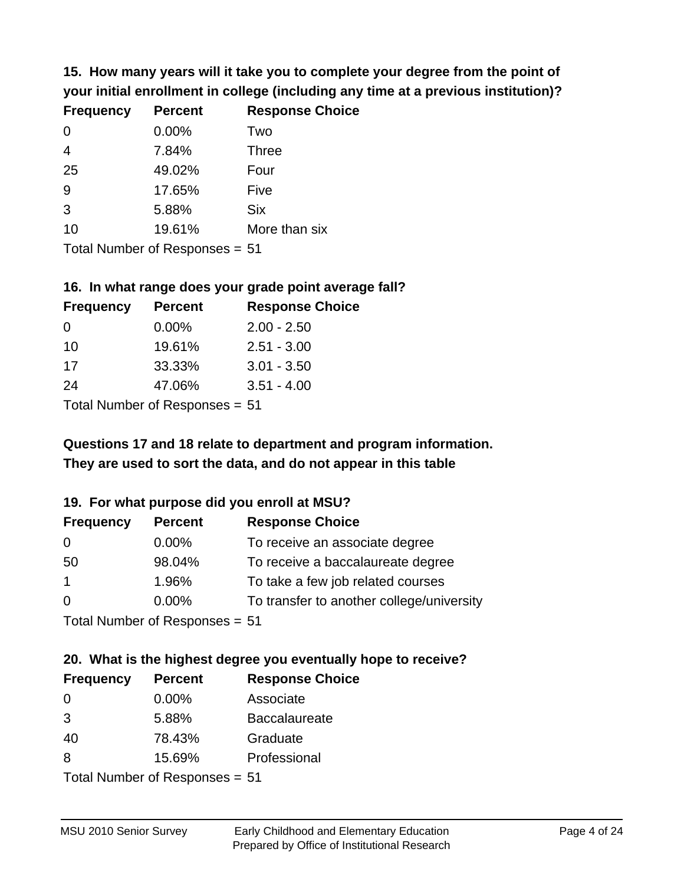**15. How many years will it take you to complete your degree from the point of your initial enrollment in college (including any time at a previous institution)?**

| Frequency | Percent | Response Choice |
|---|---|---|
| 0 | 0.00% | Two |
| 4 | 7.84% | Three |
| 25 | 49.02% | Four |
| 9 | 17.65% | Five |
| 3 | 5.88% | Six |
| 10 | 19.61% | More than six |

Total Number of Responses = 51

**16. In what range does your grade point average fall?**

| Frequency | Percent | Response Choice |
|---|---|---|
| 0 | 0.00% | 2.00 - 2.50 |
| 10 | 19.61% | 2.51 - 3.00 |
| 17 | 33.33% | 3.01 - 3.50 |
| 24 | 47.06% | 3.51 - 4.00 |

Total Number of Responses = 51

**Questions 17 and 18 relate to department and program information. They are used to sort the data, and do not appear in this table**

**19. For what purpose did you enroll at MSU?**

| Frequency | Percent | Response Choice |
|---|---|---|
| 0 | 0.00% | To receive an associate degree |
| 50 | 98.04% | To receive a baccalaureate degree |
| 1 | 1.96% | To take a few job related courses |
| 0 | 0.00% | To transfer to another college/university |

Total Number of Responses = 51

**20. What is the highest degree you eventually hope to receive?**

| Frequency | Percent | Response Choice |
|---|---|---|
| 0 | 0.00% | Associate |
| 3 | 5.88% | Baccalaureate |
| 40 | 78.43% | Graduate |
| 8 | 15.69% | Professional |

Total Number of Responses = 51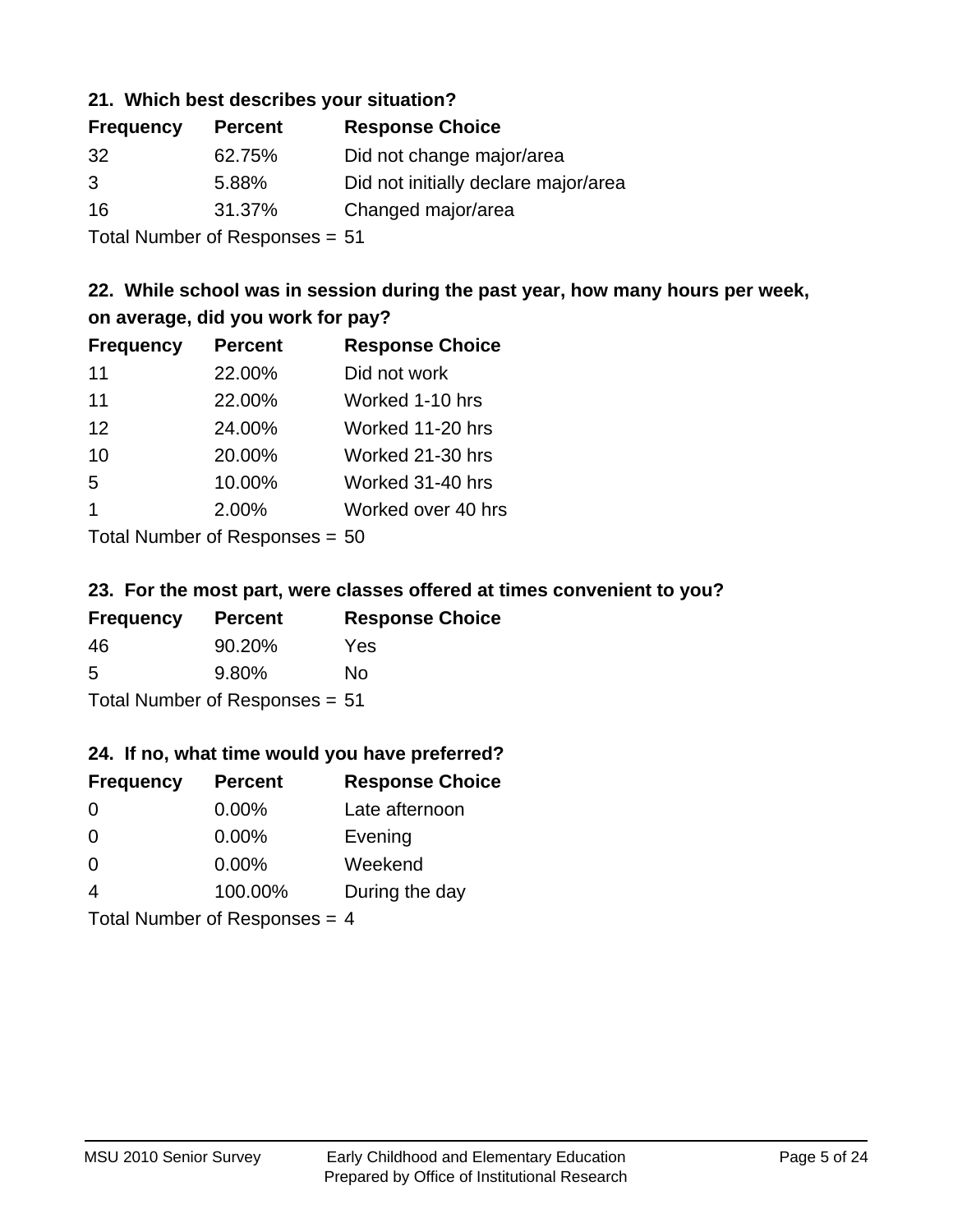### 21. Which best describes your situation?

| Frequency | Percent | Response Choice |
|---|---|---|
| 32 | 62.75% | Did not change major/area |
| 3 | 5.88% | Did not initially declare major/area |
| 16 | 31.37% | Changed major/area |

Total Number of Responses = 51

### 22. While school was in session during the past year, how many hours per week, on average, did you work for pay?

| Frequency | Percent | Response Choice |
|---|---|---|
| 11 | 22.00% | Did not work |
| 11 | 22.00% | Worked 1-10 hrs |
| 12 | 24.00% | Worked 11-20 hrs |
| 10 | 20.00% | Worked 21-30 hrs |
| 5 | 10.00% | Worked 31-40 hrs |
| 1 | 2.00% | Worked over 40 hrs |

Total Number of Responses = 50

### 23. For the most part, were classes offered at times convenient to you?

| Frequency | Percent | Response Choice |
|---|---|---|
| 46 | 90.20% | Yes |
| 5 | 9.80% | No |

Total Number of Responses = 51

### 24. If no, what time would you have preferred?

| Frequency | Percent | Response Choice |
|---|---|---|
| 0 | 0.00% | Late afternoon |
| 0 | 0.00% | Evening |
| 0 | 0.00% | Weekend |
| 4 | 100.00% | During the day |

Total Number of Responses = 4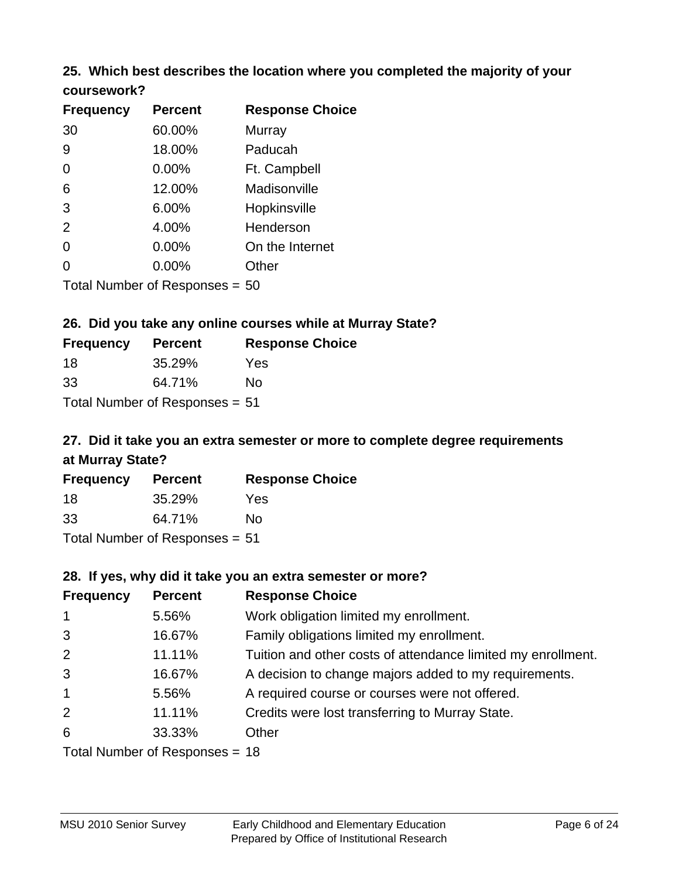### 25. Which best describes the location where you completed the majority of your coursework?

| Frequency | Percent | Response Choice |
|---|---|---|
| 30 | 60.00% | Murray |
| 9 | 18.00% | Paducah |
| 0 | 0.00% | Ft. Campbell |
| 6 | 12.00% | Madisonville |
| 3 | 6.00% | Hopkinsville |
| 2 | 4.00% | Henderson |
| 0 | 0.00% | On the Internet |
| 0 | 0.00% | Other |

Total Number of Responses = 50

### 26. Did you take any online courses while at Murray State?

| Frequency | Percent | Response Choice |
|---|---|---|
| 18 | 35.29% | Yes |
| 33 | 64.71% | No |

Total Number of Responses = 51

### 27. Did it take you an extra semester or more to complete degree requirements at Murray State?

| Frequency | Percent | Response Choice |
|---|---|---|
| 18 | 35.29% | Yes |
| 33 | 64.71% | No |

Total Number of Responses = 51

### 28. If yes, why did it take you an extra semester or more?

| Frequency | Percent | Response Choice |
|---|---|---|
| 1 | 5.56% | Work obligation limited my enrollment. |
| 3 | 16.67% | Family obligations limited my enrollment. |
| 2 | 11.11% | Tuition and other costs of attendance limited my enrollment. |
| 3 | 16.67% | A decision to change majors added to my requirements. |
| 1 | 5.56% | A required course or courses were not offered. |
| 2 | 11.11% | Credits were lost transferring to Murray State. |
| 6 | 33.33% | Other |

Total Number of Responses = 18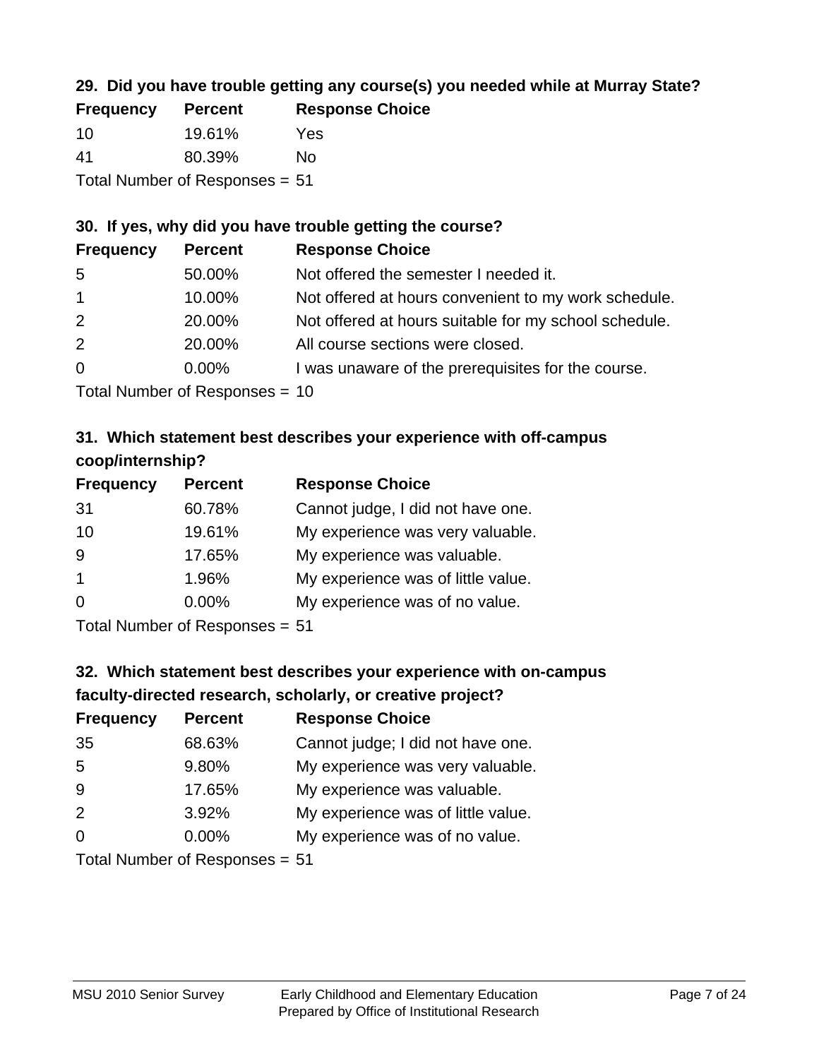### 29. Did you have trouble getting any course(s) you needed while at Murray State?

| Frequency | Percent | Response Choice |
|---|---|---|
| 10 | 19.61% | Yes |
| 41 | 80.39% | No |

Total Number of Responses = 51

### 30. If yes, why did you have trouble getting the course?

| Frequency | Percent | Response Choice |
|---|---|---|
| 5 | 50.00% | Not offered the semester I needed it. |
| 1 | 10.00% | Not offered at hours convenient to my work schedule. |
| 2 | 20.00% | Not offered at hours suitable for my school schedule. |
| 2 | 20.00% | All course sections were closed. |
| 0 | 0.00% | I was unaware of the prerequisites for the course. |

Total Number of Responses = 10

### 31. Which statement best describes your experience with off-campus coop/internship?

| Frequency | Percent | Response Choice |
|---|---|---|
| 31 | 60.78% | Cannot judge, I did not have one. |
| 10 | 19.61% | My experience was very valuable. |
| 9 | 17.65% | My experience was valuable. |
| 1 | 1.96% | My experience was of little value. |
| 0 | 0.00% | My experience was of no value. |

Total Number of Responses = 51

### 32. Which statement best describes your experience with on-campus faculty-directed research, scholarly, or creative project?

| Frequency | Percent | Response Choice |
|---|---|---|
| 35 | 68.63% | Cannot judge; I did not have one. |
| 5 | 9.80% | My experience was very valuable. |
| 9 | 17.65% | My experience was valuable. |
| 2 | 3.92% | My experience was of little value. |
| 0 | 0.00% | My experience was of no value. |

Total Number of Responses = 51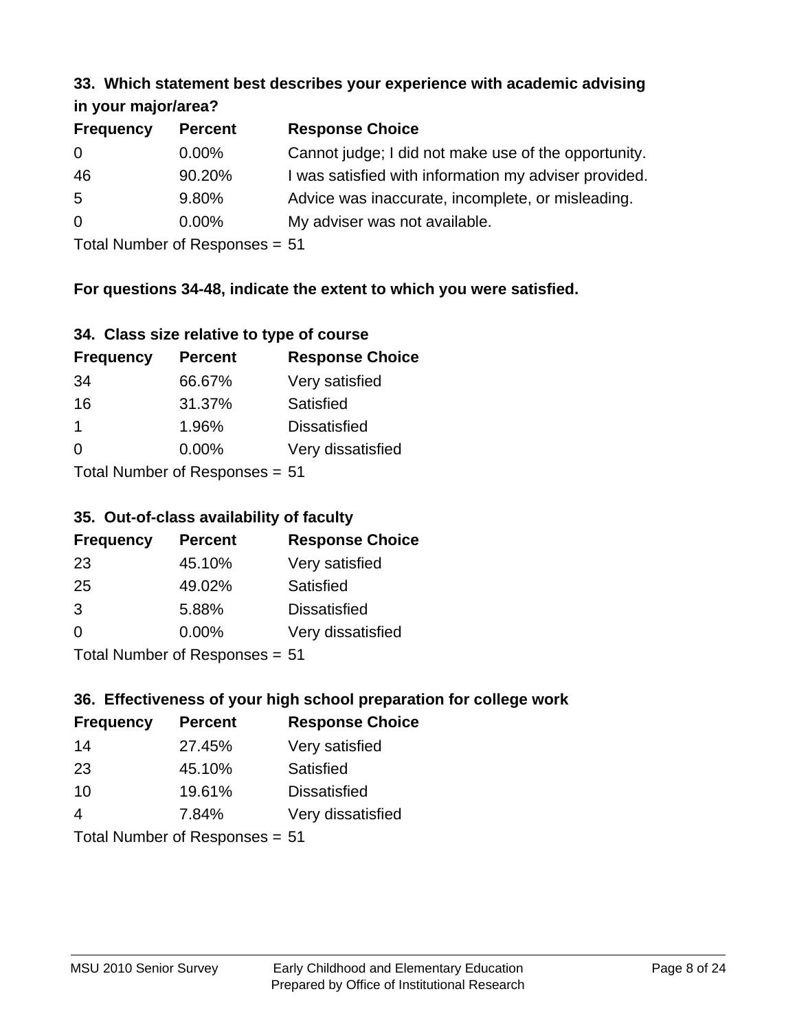### 33. Which statement best describes your experience with academic advising in your major/area?

| Frequency | Percent | Response Choice |
|---|---|---|
| 0 | 0.00% | Cannot judge; I did not make use of the opportunity. |
| 46 | 90.20% | I was satisfied with information my adviser provided. |
| 5 | 9.80% | Advice was inaccurate, incomplete, or misleading. |
| 0 | 0.00% | My adviser was not available. |

Total Number of Responses = 51

**For questions 34-48, indicate the extent to which you were satisfied.**

### 34. Class size relative to type of course

| Frequency | Percent | Response Choice |
|---|---|---|
| 34 | 66.67% | Very satisfied |
| 16 | 31.37% | Satisfied |
| 1 | 1.96% | Dissatisfied |
| 0 | 0.00% | Very dissatisfied |

Total Number of Responses = 51

### 35. Out-of-class availability of faculty

| Frequency | Percent | Response Choice |
|---|---|---|
| 23 | 45.10% | Very satisfied |
| 25 | 49.02% | Satisfied |
| 3 | 5.88% | Dissatisfied |
| 0 | 0.00% | Very dissatisfied |

Total Number of Responses = 51

### 36. Effectiveness of your high school preparation for college work

| Frequency | Percent | Response Choice |
|---|---|---|
| 14 | 27.45% | Very satisfied |
| 23 | 45.10% | Satisfied |
| 10 | 19.61% | Dissatisfied |
| 4 | 7.84% | Very dissatisfied |

Total Number of Responses = 51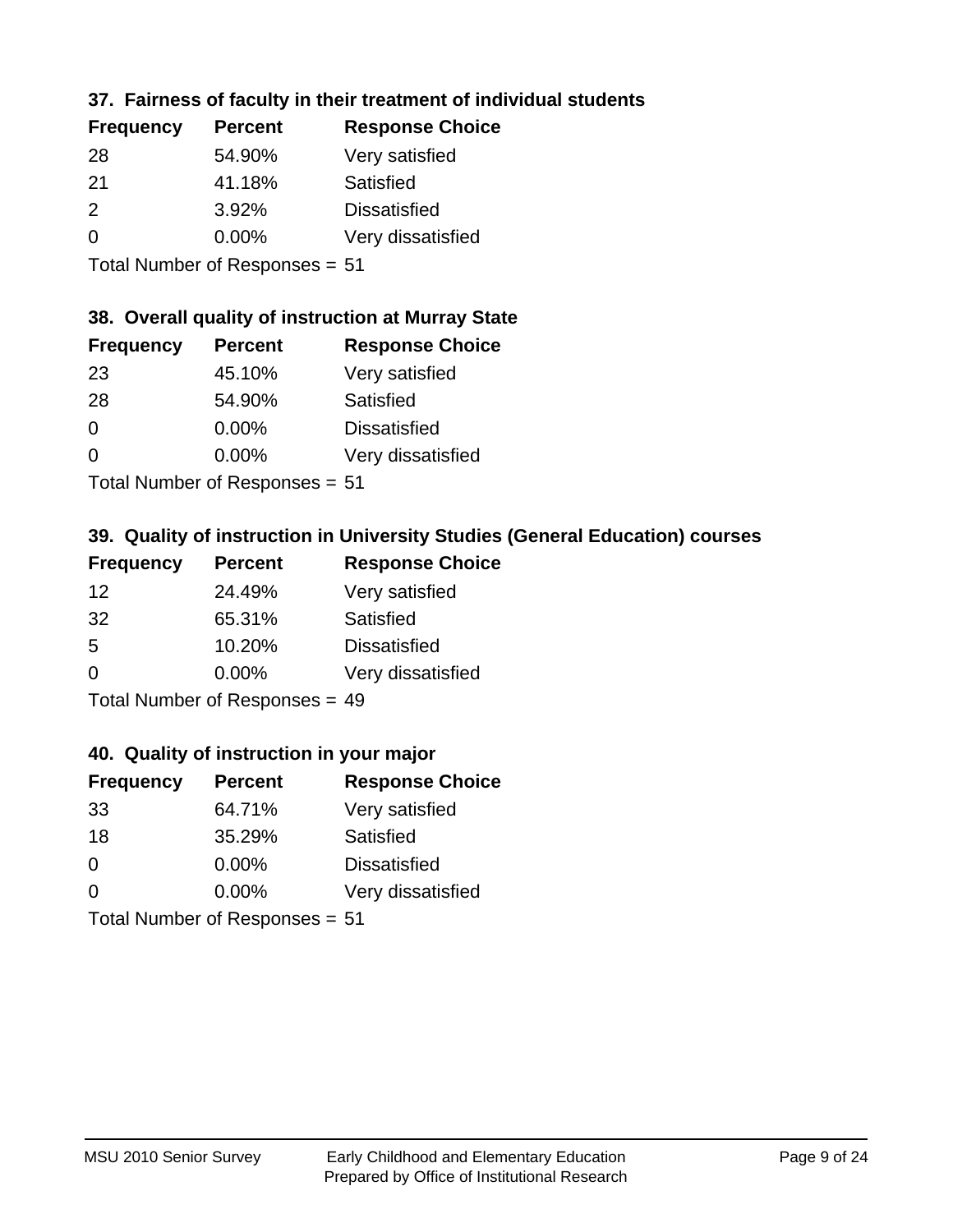### 37. Fairness of faculty in their treatment of individual students

| Frequency | Percent | Response Choice |
|---|---|---|
| 28 | 54.90% | Very satisfied |
| 21 | 41.18% | Satisfied |
| 2 | 3.92% | Dissatisfied |
| 0 | 0.00% | Very dissatisfied |

Total Number of Responses = 51

### 38. Overall quality of instruction at Murray State

| Frequency | Percent | Response Choice |
|---|---|---|
| 23 | 45.10% | Very satisfied |
| 28 | 54.90% | Satisfied |
| 0 | 0.00% | Dissatisfied |
| 0 | 0.00% | Very dissatisfied |

Total Number of Responses = 51

### 39. Quality of instruction in University Studies (General Education) courses

| Frequency | Percent | Response Choice |
|---|---|---|
| 12 | 24.49% | Very satisfied |
| 32 | 65.31% | Satisfied |
| 5 | 10.20% | Dissatisfied |
| 0 | 0.00% | Very dissatisfied |

Total Number of Responses = 49

### 40. Quality of instruction in your major

| Frequency | Percent | Response Choice |
|---|---|---|
| 33 | 64.71% | Very satisfied |
| 18 | 35.29% | Satisfied |
| 0 | 0.00% | Dissatisfied |
| 0 | 0.00% | Very dissatisfied |

Total Number of Responses = 51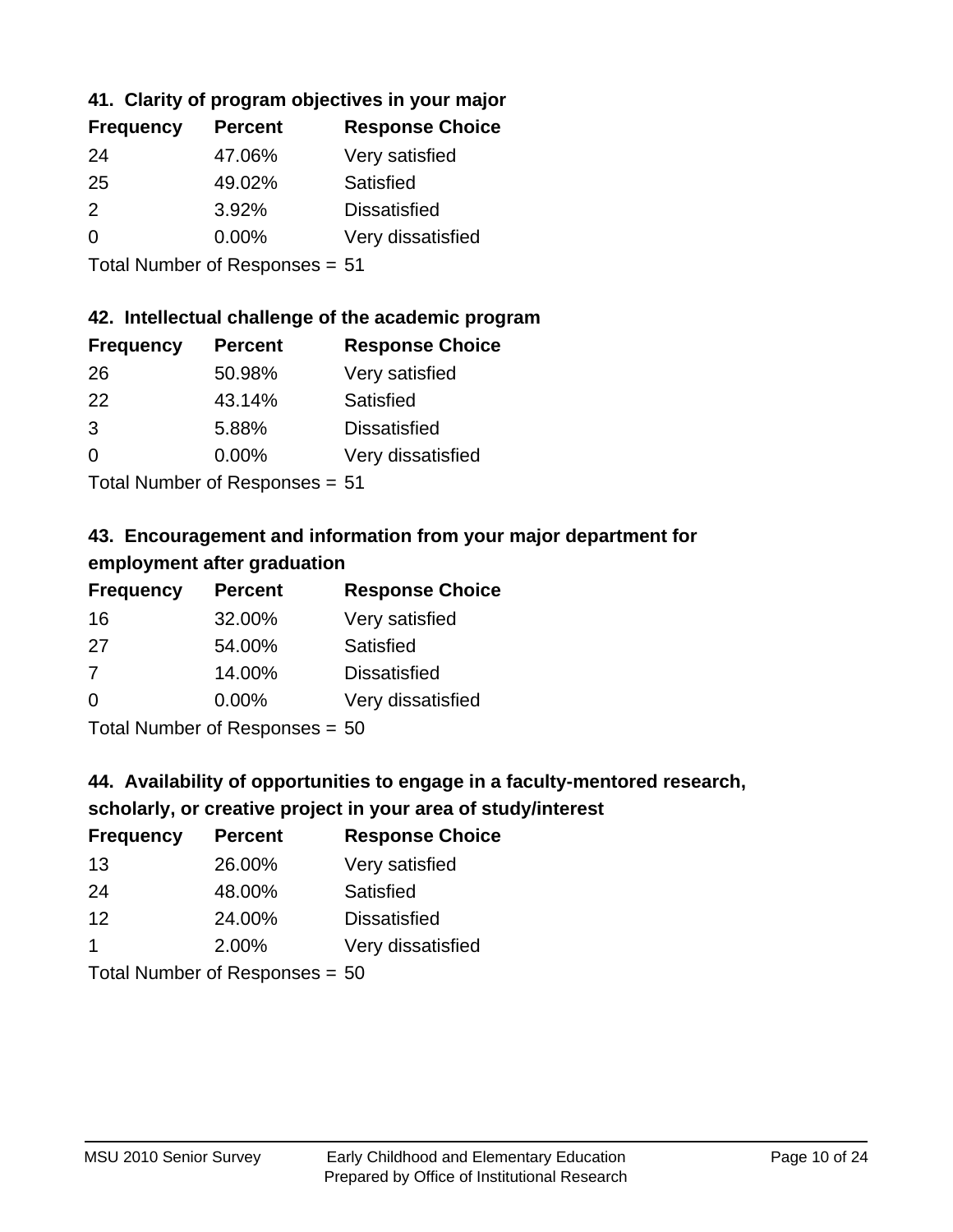### 41. Clarity of program objectives in your major

| Frequency | Percent | Response Choice |
|---|---|---|
| 24 | 47.06% | Very satisfied |
| 25 | 49.02% | Satisfied |
| 2 | 3.92% | Dissatisfied |
| 0 | 0.00% | Very dissatisfied |

Total Number of Responses = 51

### 42. Intellectual challenge of the academic program

| Frequency | Percent | Response Choice |
|---|---|---|
| 26 | 50.98% | Very satisfied |
| 22 | 43.14% | Satisfied |
| 3 | 5.88% | Dissatisfied |
| 0 | 0.00% | Very dissatisfied |

Total Number of Responses = 51

### 43. Encouragement and information from your major department for employment after graduation

| Frequency | Percent | Response Choice |
|---|---|---|
| 16 | 32.00% | Very satisfied |
| 27 | 54.00% | Satisfied |
| 7 | 14.00% | Dissatisfied |
| 0 | 0.00% | Very dissatisfied |

Total Number of Responses = 50

### 44. Availability of opportunities to engage in a faculty-mentored research, scholarly, or creative project in your area of study/interest

| Frequency | Percent | Response Choice |
|---|---|---|
| 13 | 26.00% | Very satisfied |
| 24 | 48.00% | Satisfied |
| 12 | 24.00% | Dissatisfied |
| 1 | 2.00% | Very dissatisfied |

Total Number of Responses = 50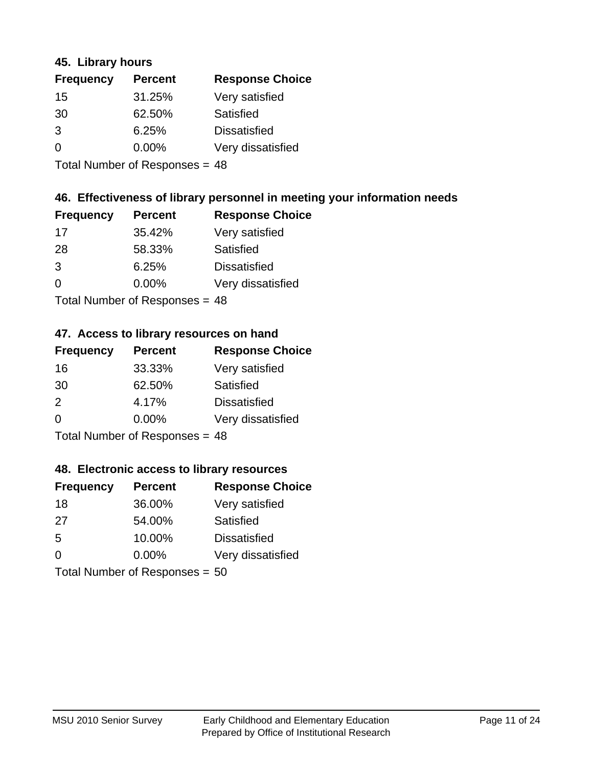### 45. Library hours

| Frequency | Percent | Response Choice |
|---|---|---|
| 15 | 31.25% | Very satisfied |
| 30 | 62.50% | Satisfied |
| 3 | 6.25% | Dissatisfied |
| 0 | 0.00% | Very dissatisfied |

Total Number of Responses = 48

### 46. Effectiveness of library personnel in meeting your information needs

| Frequency | Percent | Response Choice |
|---|---|---|
| 17 | 35.42% | Very satisfied |
| 28 | 58.33% | Satisfied |
| 3 | 6.25% | Dissatisfied |
| 0 | 0.00% | Very dissatisfied |

Total Number of Responses = 48

### 47. Access to library resources on hand

| Frequency | Percent | Response Choice |
|---|---|---|
| 16 | 33.33% | Very satisfied |
| 30 | 62.50% | Satisfied |
| 2 | 4.17% | Dissatisfied |
| 0 | 0.00% | Very dissatisfied |

Total Number of Responses = 48

### 48. Electronic access to library resources

| Frequency | Percent | Response Choice |
|---|---|---|
| 18 | 36.00% | Very satisfied |
| 27 | 54.00% | Satisfied |
| 5 | 10.00% | Dissatisfied |
| 0 | 0.00% | Very dissatisfied |

Total Number of Responses = 50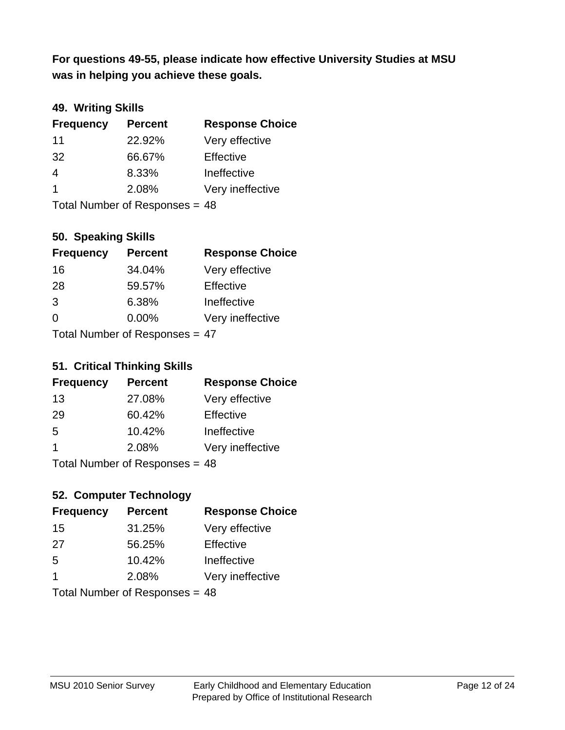**For questions 49-55, please indicate how effective University Studies at MSU was in helping you achieve these goals.**

### 49. Writing Skills

| Frequency | Percent | Response Choice |
|---|---|---|
| 11 | 22.92% | Very effective |
| 32 | 66.67% | Effective |
| 4 | 8.33% | Ineffective |
| 1 | 2.08% | Very ineffective |

Total Number of Responses = 48

### 50. Speaking Skills

| Frequency | Percent | Response Choice |
|---|---|---|
| 16 | 34.04% | Very effective |
| 28 | 59.57% | Effective |
| 3 | 6.38% | Ineffective |
| 0 | 0.00% | Very ineffective |

Total Number of Responses = 47

### 51. Critical Thinking Skills

| Frequency | Percent | Response Choice |
|---|---|---|
| 13 | 27.08% | Very effective |
| 29 | 60.42% | Effective |
| 5 | 10.42% | Ineffective |
| 1 | 2.08% | Very ineffective |

Total Number of Responses = 48

### 52. Computer Technology

| Frequency | Percent | Response Choice |
|---|---|---|
| 15 | 31.25% | Very effective |
| 27 | 56.25% | Effective |
| 5 | 10.42% | Ineffective |
| 1 | 2.08% | Very ineffective |

Total Number of Responses = 48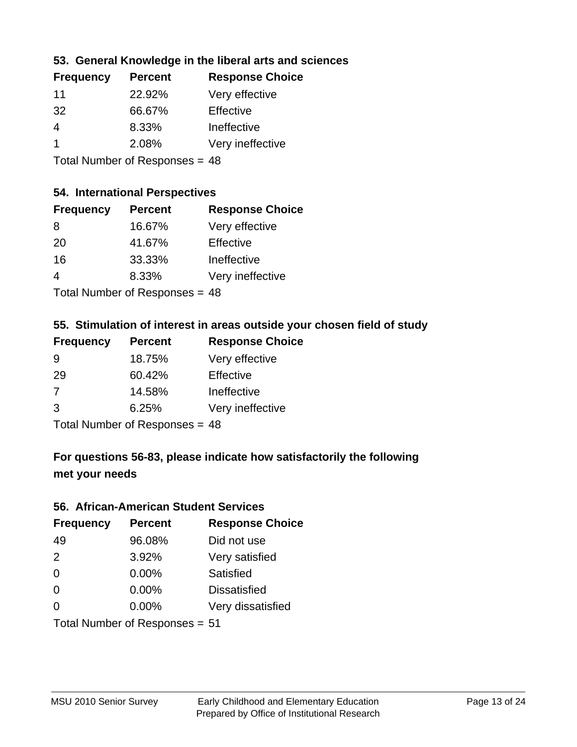### 53. General Knowledge in the liberal arts and sciences

| Frequency | Percent | Response Choice |
|---|---|---|
| 11 | 22.92% | Very effective |
| 32 | 66.67% | Effective |
| 4 | 8.33% | Ineffective |
| 1 | 2.08% | Very ineffective |

Total Number of Responses = 48

### 54. International Perspectives

| Frequency | Percent | Response Choice |
|---|---|---|
| 8 | 16.67% | Very effective |
| 20 | 41.67% | Effective |
| 16 | 33.33% | Ineffective |
| 4 | 8.33% | Very ineffective |

Total Number of Responses = 48

### 55. Stimulation of interest in areas outside your chosen field of study

| Frequency | Percent | Response Choice |
|---|---|---|
| 9 | 18.75% | Very effective |
| 29 | 60.42% | Effective |
| 7 | 14.58% | Ineffective |
| 3 | 6.25% | Very ineffective |

Total Number of Responses = 48

## For questions 56-83, please indicate how satisfactorily the following met your needs

### 56. African-American Student Services

| Frequency | Percent | Response Choice |
|---|---|---|
| 49 | 96.08% | Did not use |
| 2 | 3.92% | Very satisfied |
| 0 | 0.00% | Satisfied |
| 0 | 0.00% | Dissatisfied |
| 0 | 0.00% | Very dissatisfied |

Total Number of Responses = 51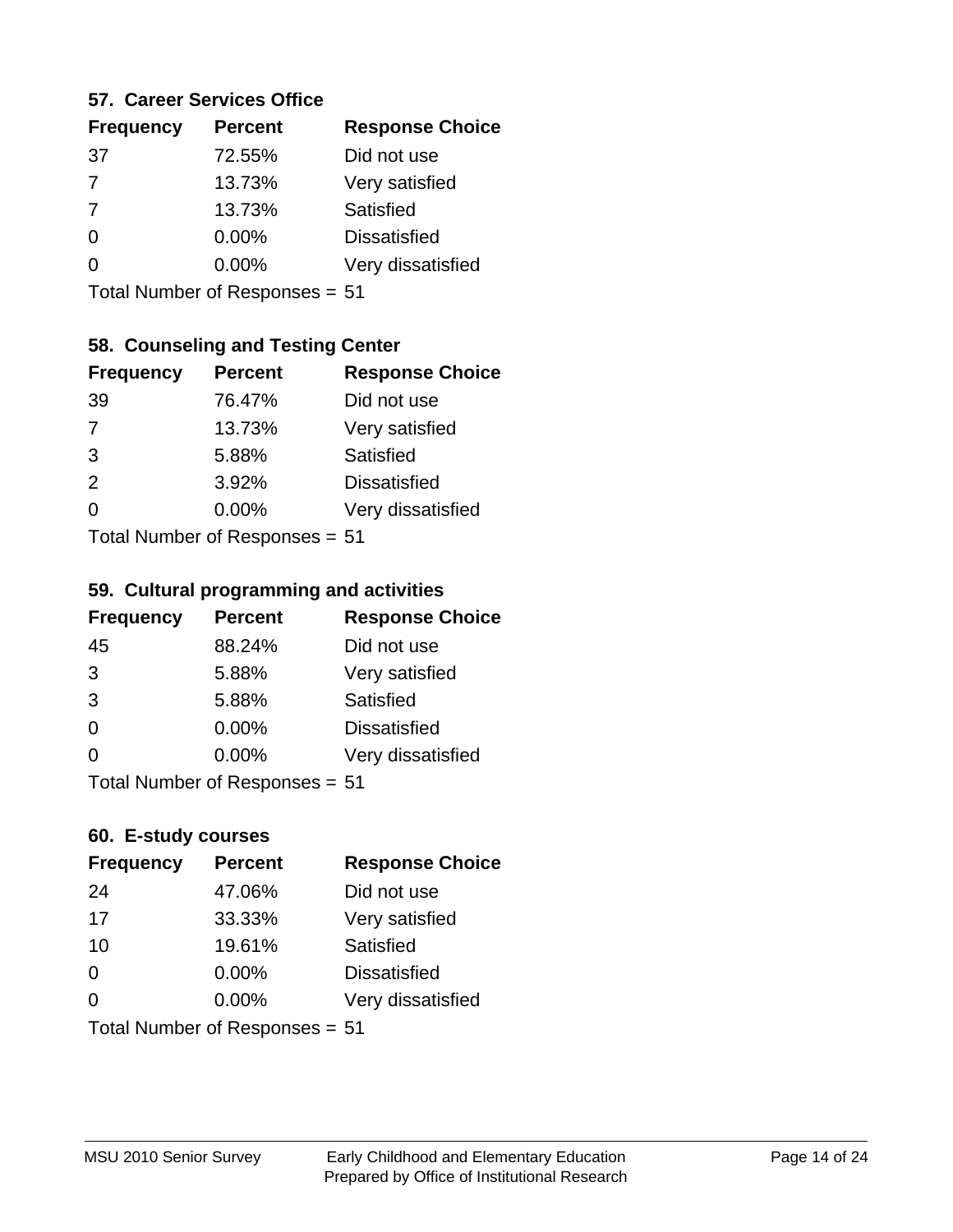### 57. Career Services Office

| Frequency | Percent | Response Choice |
|---|---|---|
| 37 | 72.55% | Did not use |
| 7 | 13.73% | Very satisfied |
| 7 | 13.73% | Satisfied |
| 0 | 0.00% | Dissatisfied |
| 0 | 0.00% | Very dissatisfied |

Total Number of Responses = 51

### 58. Counseling and Testing Center

| Frequency | Percent | Response Choice |
|---|---|---|
| 39 | 76.47% | Did not use |
| 7 | 13.73% | Very satisfied |
| 3 | 5.88% | Satisfied |
| 2 | 3.92% | Dissatisfied |
| 0 | 0.00% | Very dissatisfied |

Total Number of Responses = 51

### 59. Cultural programming and activities

| Frequency | Percent | Response Choice |
|---|---|---|
| 45 | 88.24% | Did not use |
| 3 | 5.88% | Very satisfied |
| 3 | 5.88% | Satisfied |
| 0 | 0.00% | Dissatisfied |
| 0 | 0.00% | Very dissatisfied |

Total Number of Responses = 51

### 60. E-study courses

| Frequency | Percent | Response Choice |
|---|---|---|
| 24 | 47.06% | Did not use |
| 17 | 33.33% | Very satisfied |
| 10 | 19.61% | Satisfied |
| 0 | 0.00% | Dissatisfied |
| 0 | 0.00% | Very dissatisfied |

Total Number of Responses = 51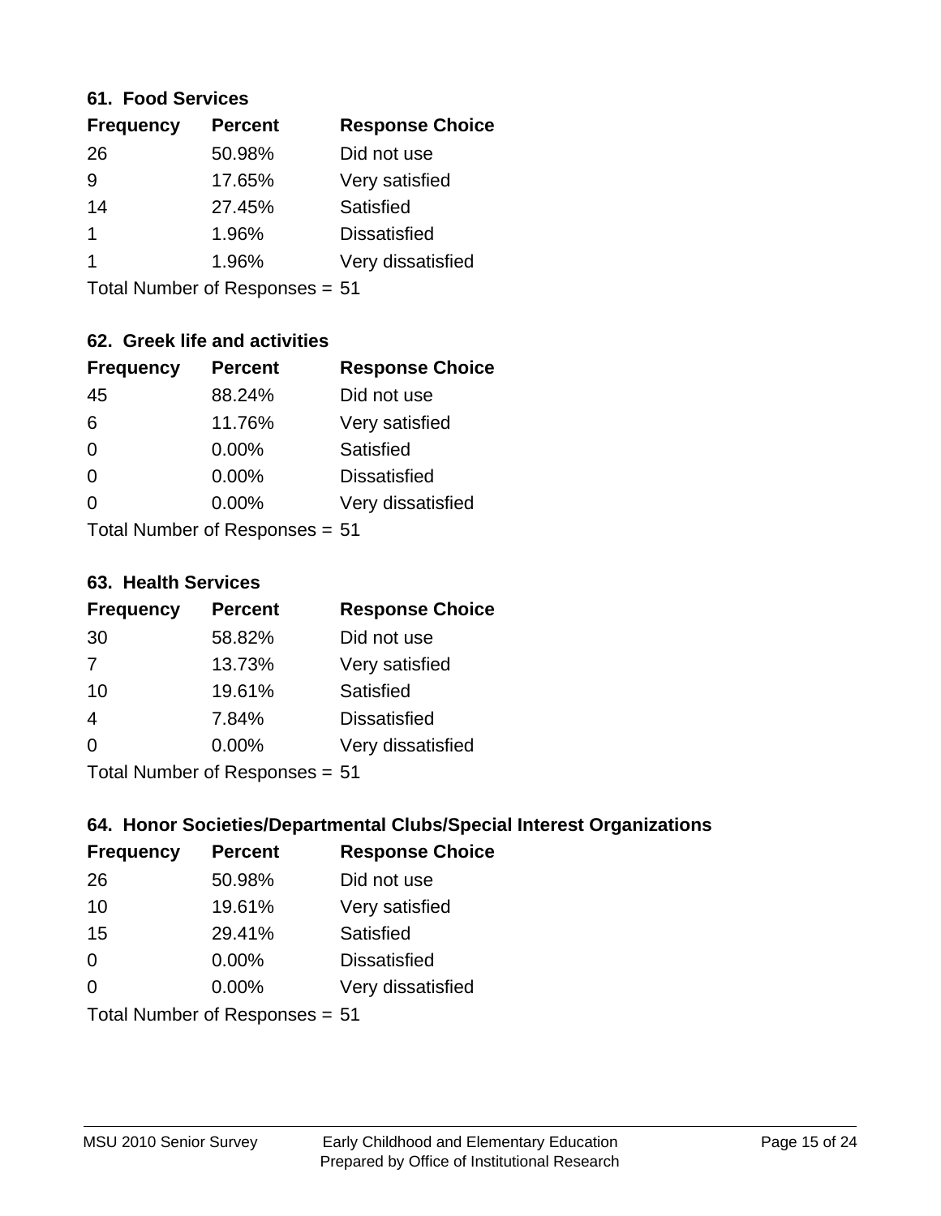### 61. Food Services

| Frequency | Percent | Response Choice |
|---|---|---|
| 26 | 50.98% | Did not use |
| 9 | 17.65% | Very satisfied |
| 14 | 27.45% | Satisfied |
| 1 | 1.96% | Dissatisfied |
| 1 | 1.96% | Very dissatisfied |

Total Number of Responses = 51

### 62. Greek life and activities

| Frequency | Percent | Response Choice |
|---|---|---|
| 45 | 88.24% | Did not use |
| 6 | 11.76% | Very satisfied |
| 0 | 0.00% | Satisfied |
| 0 | 0.00% | Dissatisfied |
| 0 | 0.00% | Very dissatisfied |

Total Number of Responses = 51

### 63. Health Services

| Frequency | Percent | Response Choice |
|---|---|---|
| 30 | 58.82% | Did not use |
| 7 | 13.73% | Very satisfied |
| 10 | 19.61% | Satisfied |
| 4 | 7.84% | Dissatisfied |
| 0 | 0.00% | Very dissatisfied |

Total Number of Responses = 51

### 64. Honor Societies/Departmental Clubs/Special Interest Organizations

| Frequency | Percent | Response Choice |
|---|---|---|
| 26 | 50.98% | Did not use |
| 10 | 19.61% | Very satisfied |
| 15 | 29.41% | Satisfied |
| 0 | 0.00% | Dissatisfied |
| 0 | 0.00% | Very dissatisfied |

Total Number of Responses = 51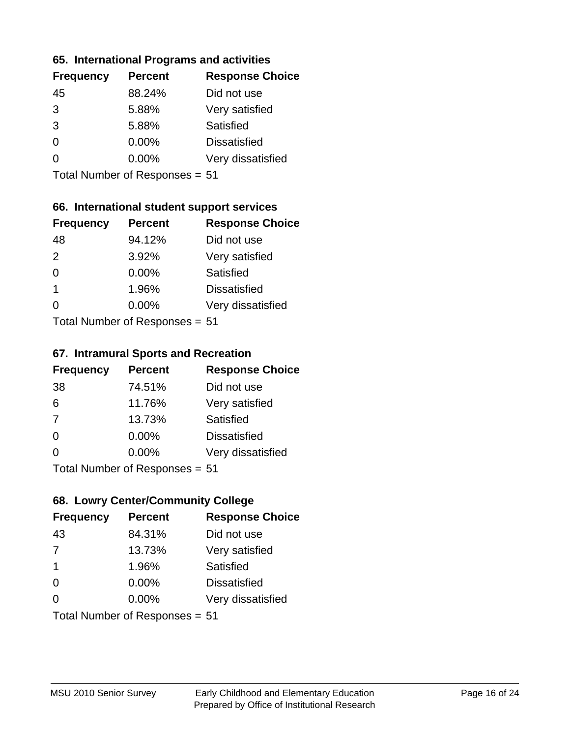### 65. International Programs and activities

| Frequency | Percent | Response Choice |
|---|---|---|
| 45 | 88.24% | Did not use |
| 3 | 5.88% | Very satisfied |
| 3 | 5.88% | Satisfied |
| 0 | 0.00% | Dissatisfied |
| 0 | 0.00% | Very dissatisfied |

Total Number of Responses = 51

### 66. International student support services

| Frequency | Percent | Response Choice |
|---|---|---|
| 48 | 94.12% | Did not use |
| 2 | 3.92% | Very satisfied |
| 0 | 0.00% | Satisfied |
| 1 | 1.96% | Dissatisfied |
| 0 | 0.00% | Very dissatisfied |

Total Number of Responses = 51

### 67. Intramural Sports and Recreation

| Frequency | Percent | Response Choice |
|---|---|---|
| 38 | 74.51% | Did not use |
| 6 | 11.76% | Very satisfied |
| 7 | 13.73% | Satisfied |
| 0 | 0.00% | Dissatisfied |
| 0 | 0.00% | Very dissatisfied |

Total Number of Responses = 51

### 68. Lowry Center/Community College

| Frequency | Percent | Response Choice |
|---|---|---|
| 43 | 84.31% | Did not use |
| 7 | 13.73% | Very satisfied |
| 1 | 1.96% | Satisfied |
| 0 | 0.00% | Dissatisfied |
| 0 | 0.00% | Very dissatisfied |

Total Number of Responses = 51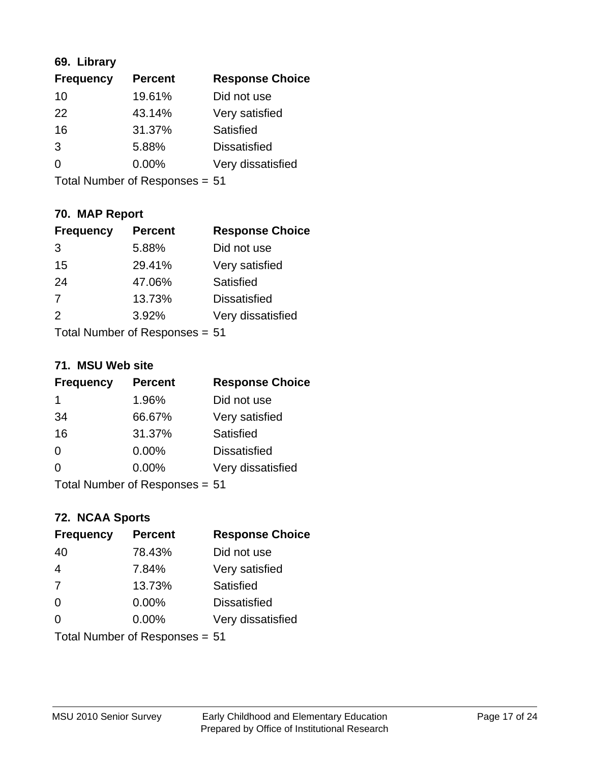### 69. Library

| Frequency | Percent | Response Choice |
|---|---|---|
| 10 | 19.61% | Did not use |
| 22 | 43.14% | Very satisfied |
| 16 | 31.37% | Satisfied |
| 3 | 5.88% | Dissatisfied |
| 0 | 0.00% | Very dissatisfied |

Total Number of Responses = 51

### 70. MAP Report

| Frequency | Percent | Response Choice |
|---|---|---|
| 3 | 5.88% | Did not use |
| 15 | 29.41% | Very satisfied |
| 24 | 47.06% | Satisfied |
| 7 | 13.73% | Dissatisfied |
| 2 | 3.92% | Very dissatisfied |

Total Number of Responses = 51

### 71. MSU Web site

| Frequency | Percent | Response Choice |
|---|---|---|
| 1 | 1.96% | Did not use |
| 34 | 66.67% | Very satisfied |
| 16 | 31.37% | Satisfied |
| 0 | 0.00% | Dissatisfied |
| 0 | 0.00% | Very dissatisfied |

Total Number of Responses = 51

### 72. NCAA Sports

| Frequency | Percent | Response Choice |
|---|---|---|
| 40 | 78.43% | Did not use |
| 4 | 7.84% | Very satisfied |
| 7 | 13.73% | Satisfied |
| 0 | 0.00% | Dissatisfied |
| 0 | 0.00% | Very dissatisfied |

Total Number of Responses = 51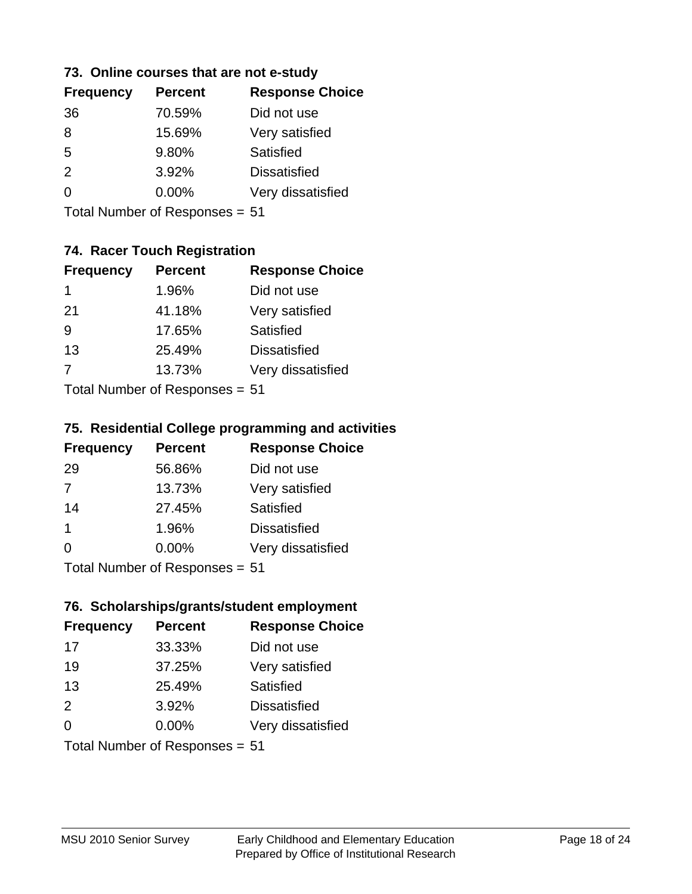### 73. Online courses that are not e-study

| Frequency | Percent | Response Choice |
|---|---|---|
| 36 | 70.59% | Did not use |
| 8 | 15.69% | Very satisfied |
| 5 | 9.80% | Satisfied |
| 2 | 3.92% | Dissatisfied |
| 0 | 0.00% | Very dissatisfied |

Total Number of Responses = 51

### 74. Racer Touch Registration

| Frequency | Percent | Response Choice |
|---|---|---|
| 1 | 1.96% | Did not use |
| 21 | 41.18% | Very satisfied |
| 9 | 17.65% | Satisfied |
| 13 | 25.49% | Dissatisfied |
| 7 | 13.73% | Very dissatisfied |

Total Number of Responses = 51

### 75. Residential College programming and activities

| Frequency | Percent | Response Choice |
|---|---|---|
| 29 | 56.86% | Did not use |
| 7 | 13.73% | Very satisfied |
| 14 | 27.45% | Satisfied |
| 1 | 1.96% | Dissatisfied |
| 0 | 0.00% | Very dissatisfied |

Total Number of Responses = 51

### 76. Scholarships/grants/student employment

| Frequency | Percent | Response Choice |
|---|---|---|
| 17 | 33.33% | Did not use |
| 19 | 37.25% | Very satisfied |
| 13 | 25.49% | Satisfied |
| 2 | 3.92% | Dissatisfied |
| 0 | 0.00% | Very dissatisfied |

Total Number of Responses = 51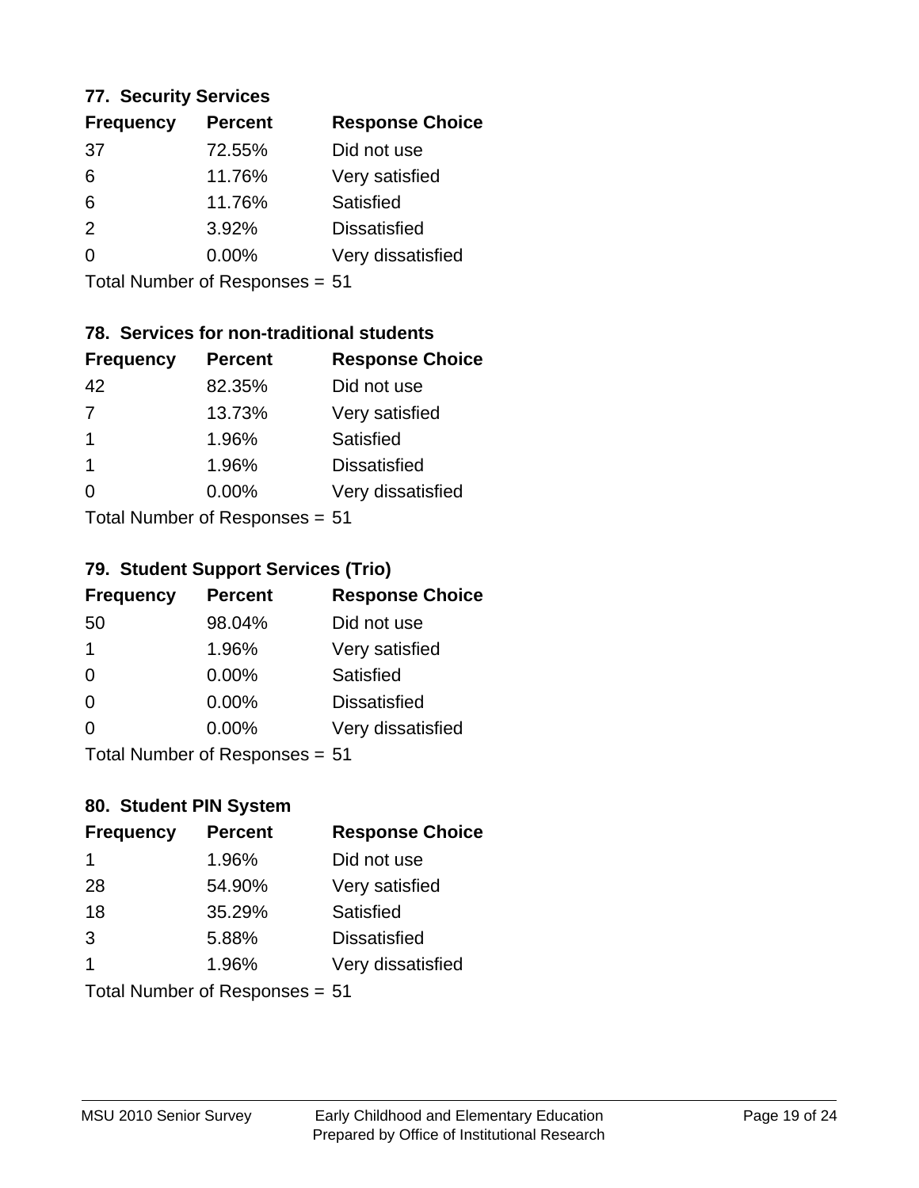### 77. Security Services

| Frequency | Percent | Response Choice |
|---|---|---|
| 37 | 72.55% | Did not use |
| 6 | 11.76% | Very satisfied |
| 6 | 11.76% | Satisfied |
| 2 | 3.92% | Dissatisfied |
| 0 | 0.00% | Very dissatisfied |

Total Number of Responses = 51

### 78. Services for non-traditional students

| Frequency | Percent | Response Choice |
|---|---|---|
| 42 | 82.35% | Did not use |
| 7 | 13.73% | Very satisfied |
| 1 | 1.96% | Satisfied |
| 1 | 1.96% | Dissatisfied |
| 0 | 0.00% | Very dissatisfied |

Total Number of Responses = 51

### 79. Student Support Services (Trio)

| Frequency | Percent | Response Choice |
|---|---|---|
| 50 | 98.04% | Did not use |
| 1 | 1.96% | Very satisfied |
| 0 | 0.00% | Satisfied |
| 0 | 0.00% | Dissatisfied |
| 0 | 0.00% | Very dissatisfied |

Total Number of Responses = 51

### 80. Student PIN System

| Frequency | Percent | Response Choice |
|---|---|---|
| 1 | 1.96% | Did not use |
| 28 | 54.90% | Very satisfied |
| 18 | 35.29% | Satisfied |
| 3 | 5.88% | Dissatisfied |
| 1 | 1.96% | Very dissatisfied |

Total Number of Responses = 51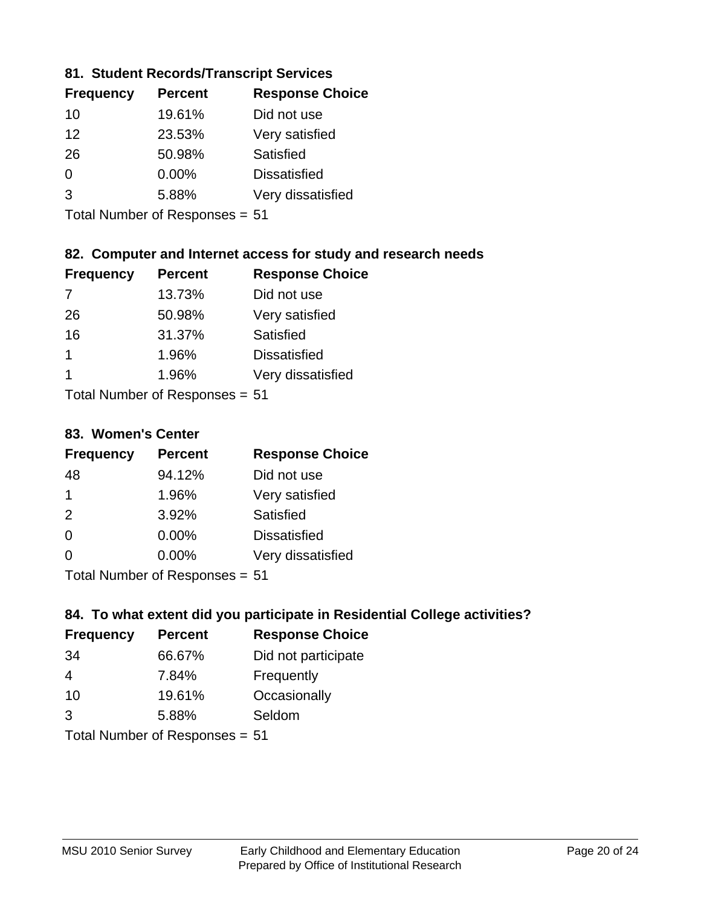### 81. Student Records/Transcript Services

| Frequency | Percent | Response Choice |
|---|---|---|
| 10 | 19.61% | Did not use |
| 12 | 23.53% | Very satisfied |
| 26 | 50.98% | Satisfied |
| 0 | 0.00% | Dissatisfied |
| 3 | 5.88% | Very dissatisfied |

Total Number of Responses = 51

### 82. Computer and Internet access for study and research needs

| Frequency | Percent | Response Choice |
|---|---|---|
| 7 | 13.73% | Did not use |
| 26 | 50.98% | Very satisfied |
| 16 | 31.37% | Satisfied |
| 1 | 1.96% | Dissatisfied |
| 1 | 1.96% | Very dissatisfied |

Total Number of Responses = 51

### 83. Women's Center

| Frequency | Percent | Response Choice |
|---|---|---|
| 48 | 94.12% | Did not use |
| 1 | 1.96% | Very satisfied |
| 2 | 3.92% | Satisfied |
| 0 | 0.00% | Dissatisfied |
| 0 | 0.00% | Very dissatisfied |

Total Number of Responses = 51

### 84. To what extent did you participate in Residential College activities?

| Frequency | Percent | Response Choice |
|---|---|---|
| 34 | 66.67% | Did not participate |
| 4 | 7.84% | Frequently |
| 10 | 19.61% | Occasionally |
| 3 | 5.88% | Seldom |

Total Number of Responses = 51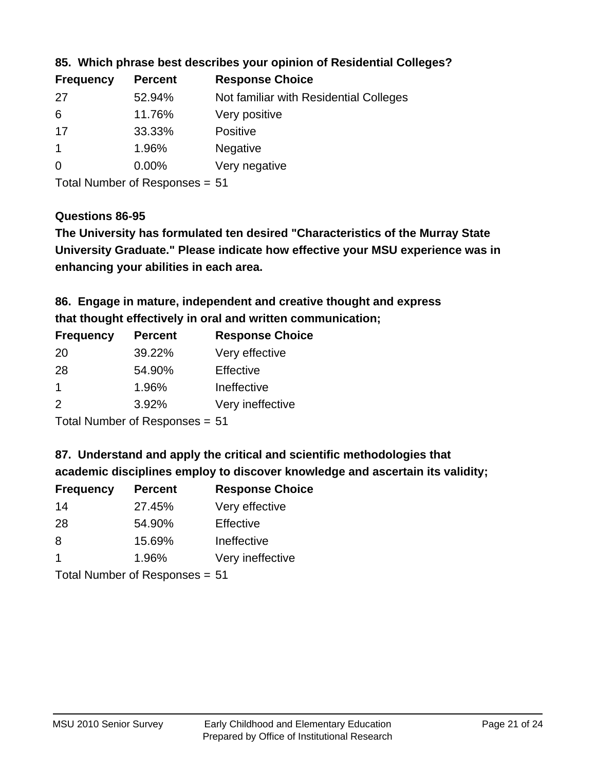### 85. Which phrase best describes your opinion of Residential Colleges?

| Frequency | Percent | Response Choice |
| --- | --- | --- |
| 27 | 52.94% | Not familiar with Residential Colleges |
| 6 | 11.76% | Very positive |
| 17 | 33.33% | Positive |
| 1 | 1.96% | Negative |
| 0 | 0.00% | Very negative |

Total Number of Responses = 51

### Questions 86-95

**The University has formulated ten desired "Characteristics of the Murray State University Graduate." Please indicate how effective your MSU experience was in enhancing your abilities in each area.**

### 86. Engage in mature, independent and creative thought and express that thought effectively in oral and written communication;

| Frequency | Percent | Response Choice |
| --- | --- | --- |
| 20 | 39.22% | Very effective |
| 28 | 54.90% | Effective |
| 1 | 1.96% | Ineffective |
| 2 | 3.92% | Very ineffective |

Total Number of Responses = 51

### 87. Understand and apply the critical and scientific methodologies that academic disciplines employ to discover knowledge and ascertain its validity;

| Frequency | Percent | Response Choice |
| --- | --- | --- |
| 14 | 27.45% | Very effective |
| 28 | 54.90% | Effective |
| 8 | 15.69% | Ineffective |
| 1 | 1.96% | Very ineffective |

Total Number of Responses = 51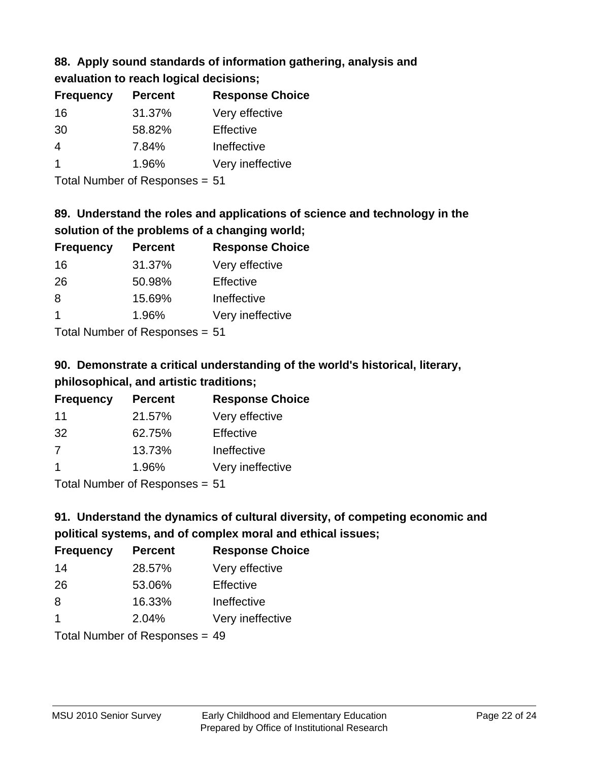### 88. Apply sound standards of information gathering, analysis and evaluation to reach logical decisions;

| Frequency | Percent | Response Choice |
|---|---|---|
| 16 | 31.37% | Very effective |
| 30 | 58.82% | Effective |
| 4 | 7.84% | Ineffective |
| 1 | 1.96% | Very ineffective |

Total Number of Responses = 51

### 89. Understand the roles and applications of science and technology in the solution of the problems of a changing world;

| Frequency | Percent | Response Choice |
|---|---|---|
| 16 | 31.37% | Very effective |
| 26 | 50.98% | Effective |
| 8 | 15.69% | Ineffective |
| 1 | 1.96% | Very ineffective |

Total Number of Responses = 51

### 90. Demonstrate a critical understanding of the world's historical, literary, philosophical, and artistic traditions;

| Frequency | Percent | Response Choice |
|---|---|---|
| 11 | 21.57% | Very effective |
| 32 | 62.75% | Effective |
| 7 | 13.73% | Ineffective |
| 1 | 1.96% | Very ineffective |

Total Number of Responses = 51

### 91. Understand the dynamics of cultural diversity, of competing economic and political systems, and of complex moral and ethical issues;

| Frequency | Percent | Response Choice |
|---|---|---|
| 14 | 28.57% | Very effective |
| 26 | 53.06% | Effective |
| 8 | 16.33% | Ineffective |
| 1 | 2.04% | Very ineffective |

Total Number of Responses = 49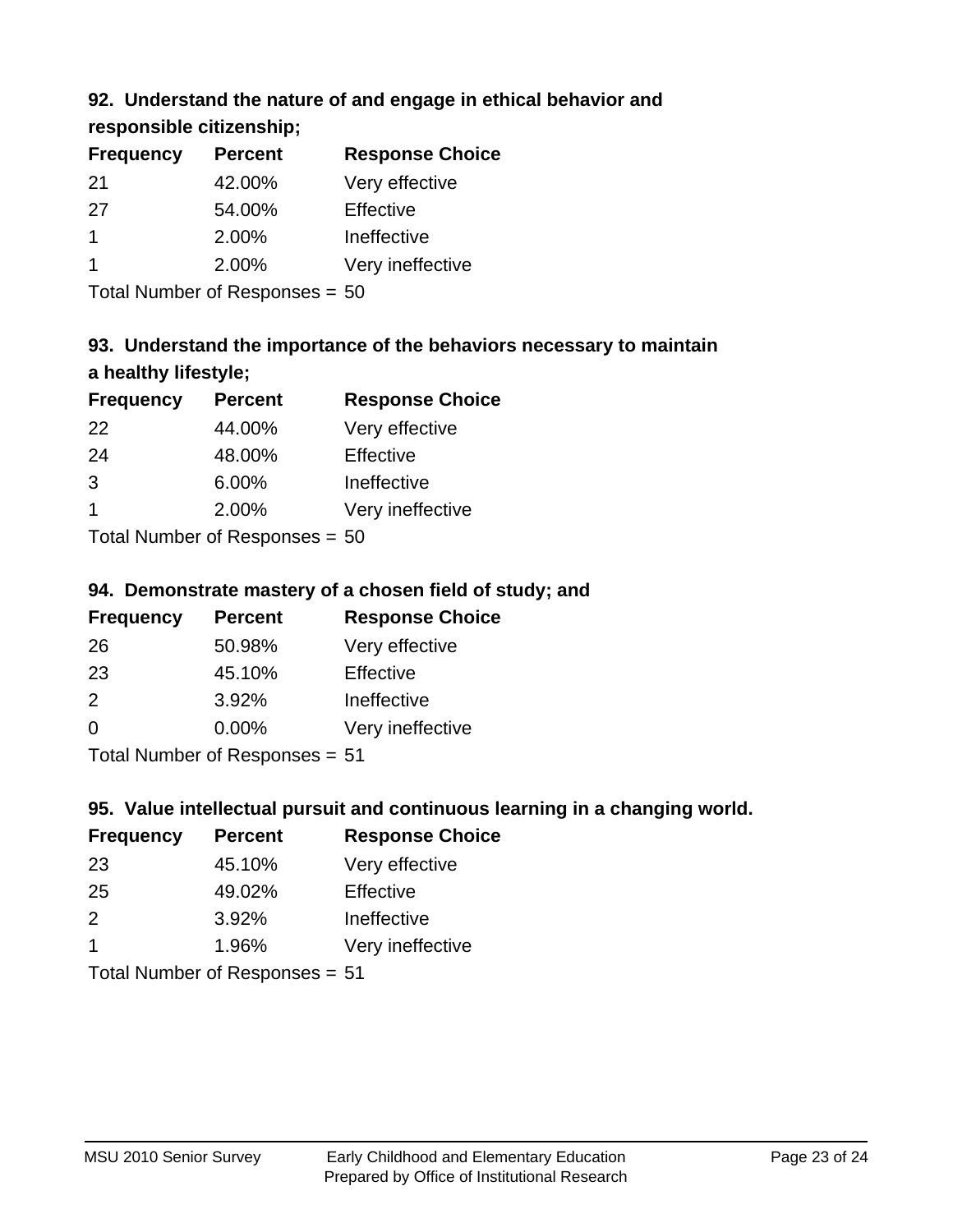### 92. Understand the nature of and engage in ethical behavior and responsible citizenship;

| Frequency | Percent | Response Choice |
|---|---|---|
| 21 | 42.00% | Very effective |
| 27 | 54.00% | Effective |
| 1 | 2.00% | Ineffective |
| 1 | 2.00% | Very ineffective |

Total Number of Responses = 50

### 93. Understand the importance of the behaviors necessary to maintain a healthy lifestyle;

| Frequency | Percent | Response Choice |
|---|---|---|
| 22 | 44.00% | Very effective |
| 24 | 48.00% | Effective |
| 3 | 6.00% | Ineffective |
| 1 | 2.00% | Very ineffective |

Total Number of Responses = 50

### 94. Demonstrate mastery of a chosen field of study; and

| Frequency | Percent | Response Choice |
|---|---|---|
| 26 | 50.98% | Very effective |
| 23 | 45.10% | Effective |
| 2 | 3.92% | Ineffective |
| 0 | 0.00% | Very ineffective |

Total Number of Responses = 51

### 95. Value intellectual pursuit and continuous learning in a changing world.

| Frequency | Percent | Response Choice |
|---|---|---|
| 23 | 45.10% | Very effective |
| 25 | 49.02% | Effective |
| 2 | 3.92% | Ineffective |
| 1 | 1.96% | Very ineffective |

Total Number of Responses = 51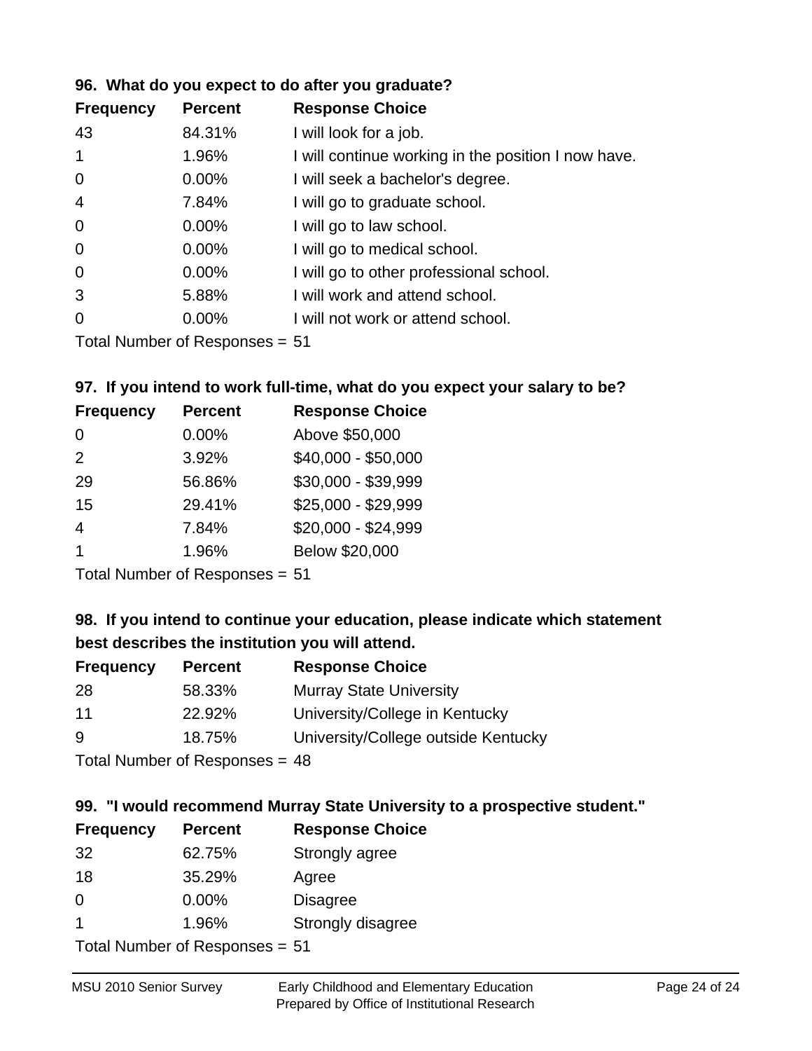### 96. What do you expect to do after you graduate?

| Frequency | Percent | Response Choice |
|---|---|---|
| 43 | 84.31% | I will look for a job. |
| 1 | 1.96% | I will continue working in the position I now have. |
| 0 | 0.00% | I will seek a bachelor's degree. |
| 4 | 7.84% | I will go to graduate school. |
| 0 | 0.00% | I will go to law school. |
| 0 | 0.00% | I will go to medical school. |
| 0 | 0.00% | I will go to other professional school. |
| 3 | 5.88% | I will work and attend school. |
| 0 | 0.00% | I will not work or attend school. |

Total Number of Responses = 51

### 97. If you intend to work full-time, what do you expect your salary to be?

| Frequency | Percent | Response Choice |
|---|---|---|
| 0 | 0.00% | Above $50,000 |
| 2 | 3.92% | $40,000 - $50,000 |
| 29 | 56.86% | $30,000 - $39,999 |
| 15 | 29.41% | $25,000 - $29,999 |
| 4 | 7.84% | $20,000 - $24,999 |
| 1 | 1.96% | Below $20,000 |

Total Number of Responses = 51

### 98. If you intend to continue your education, please indicate which statement best describes the institution you will attend.

| Frequency | Percent | Response Choice |
|---|---|---|
| 28 | 58.33% | Murray State University |
| 11 | 22.92% | University/College in Kentucky |
| 9 | 18.75% | University/College outside Kentucky |

Total Number of Responses = 48

### 99. "I would recommend Murray State University to a prospective student."

| Frequency | Percent | Response Choice |
|---|---|---|
| 32 | 62.75% | Strongly agree |
| 18 | 35.29% | Agree |
| 0 | 0.00% | Disagree |
| 1 | 1.96% | Strongly disagree |

Total Number of Responses = 51